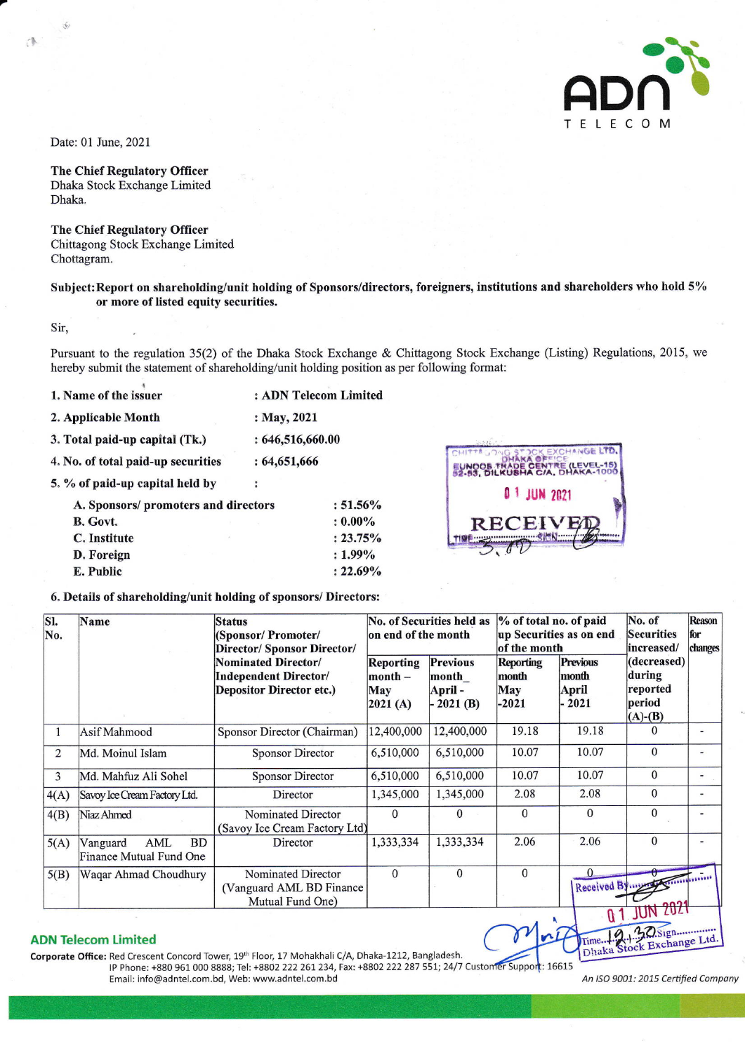Date: 01 June, 2021

**The Chief Regulatory Officer**
Dhaka Stock Exchange Limited
Dhaka.

**The Chief Regulatory Officer**
Chittagong Stock Exchange Limited
Chottagram.

**Subject: Report on shareholding/unit holding of Sponsors/directors, foreigners, institutions and shareholders who hold 5% or more of listed equity securities.**

Sir,

Pursuant to the regulation 35(2) of the Dhaka Stock Exchange & Chittagong Stock Exchange (Listing) Regulations, 2015, we hereby submit the statement of shareholding/unit holding position as per following format:

| | |
|---|---|
| **1. Name of the issuer** | **: ADN Telecom Limited** |
| **2. Applicable Month** | **: May, 2021** |
| **3. Total paid-up capital (Tk.)** | **: 646,516,660.00** |
| **4. No. of total paid-up securities** | **: 64,651,666** |
| **5. % of paid-up capital held by** | **:** |
| **A. Sponsors/ promoters and directors** | **: 51.56%** |
| **B. Govt.** | **: 0.00%** |
| **C. Institute** | **: 23.75%** |
| **D. Foreign** | **: 1.99%** |
| **E. Public** | **: 22.69%** |

**6. Details of shareholding/unit holding of sponsors/ Directors:**

| Sl. No. | Name | Status (Sponsor/ Promoter/ Director/ Sponsor Director/ Nominated Director/ Independent Director/ Depositor Director etc.) | No. of Securities held as on end of the month | | % of total no. of paid up Securities as on end of the month | | No. of Securities increased/ (decreased) during reported period (A)-(B) | Reason for changes |
|---|---|---|---|---|---|---|---|---|
| | | | Reporting month – May 2021 (A) | Previous month_ April - 2021 (B) | Reporting month May -2021 | Previous month April - 2021 | | |
| 1 | Asif Mahmood | Sponsor Director (Chairman) | 12,400,000 | 12,400,000 | 19.18 | 19.18 | 0 | - |
| 2 | Md. Moinul Islam | Sponsor Director | 6,510,000 | 6,510,000 | 10.07 | 10.07 | 0 | - |
| 3 | Md. Mahfuz Ali Sohel | Sponsor Director | 6,510,000 | 6,510,000 | 10.07 | 10.07 | 0 | - |
| 4(A) | Savoy Ice Cream Factory Ltd. | Director | 1,345,000 | 1,345,000 | 2.08 | 2.08 | 0 | - |
| 4(B) | Niaz Ahmed | Nominated Director (Savoy Ice Cream Factory Ltd) | 0 | 0 | 0 | 0 | 0 | - |
| 5(A) | Vanguard AML BD Finance Mutual Fund One | Director | 1,333,334 | 1,333,334 | 2.06 | 2.06 | 0 | - |
| 5(B) | Waqar Ahmad Choudhury | Nominated Director (Vanguard AML BD Finance Mutual Fund One) | 0 | 0 | 0 | 0 | 0 | - |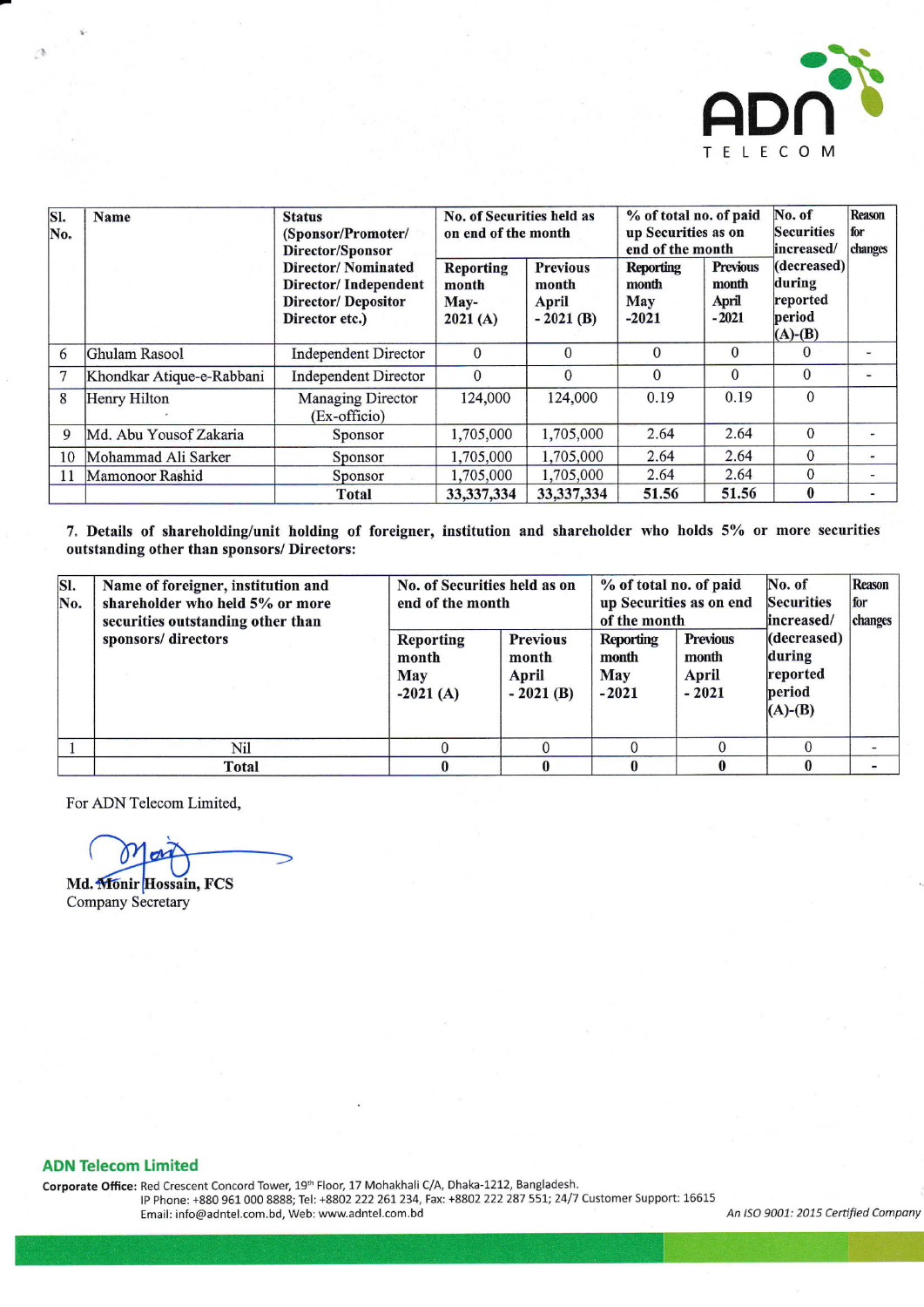| Sl. No. | Name | Status (Sponsor/Promoter/ Director/Sponsor Director/ Nominated Director/ Independent Director/ Depositor Director etc.) | No. of Securities held as on end of the month | | % of total no. of paid up Securities as on end of the month | | No. of Securities increased/ (decreased) during reported period (A)-(B) | Reason for changes |
|---|---|---|---|---|---|---|---|---|
| | | | Reporting month May-2021 (A) | Previous month April - 2021 (B) | Reporting month May -2021 | Previous month April - 2021 | | |
| 6 | Ghulam Rasool | Independent Director | 0 | 0 | 0 | 0 | 0 | - |
| 7 | Khondkar Atique-e-Rabbani | Independent Director | 0 | 0 | 0 | 0 | 0 | - |
| 8 | Henry Hilton | Managing Director (Ex-officio) | 124,000 | 124,000 | 0.19 | 0.19 | 0 | |
| 9 | Md. Abu Yousof Zakaria | Sponsor | 1,705,000 | 1,705,000 | 2.64 | 2.64 | 0 | - |
| 10 | Mohammad Ali Sarker | Sponsor | 1,705,000 | 1,705,000 | 2.64 | 2.64 | 0 | - |
| 11 | Mamonoor Rashid | Sponsor | 1,705,000 | 1,705,000 | 2.64 | 2.64 | 0 | - |
| | | **Total** | **33,337,334** | **33,337,334** | **51.56** | **51.56** | **0** | - |

**7. Details of shareholding/unit holding of foreigner, institution and shareholder who holds 5% or more securities outstanding other than sponsors/ Directors:**

| Sl. No. | Name of foreigner, institution and shareholder who held 5% or more securities outstanding other than sponsors/ directors | No. of Securities held as on end of the month | | % of total no. of paid up Securities as on end of the month | | No. of Securities increased/ (decreased) during reported period (A)-(B) | Reason for changes |
|---|---|---|---|---|---|---|---|
| | | Reporting month May -2021 (A) | Previous month April - 2021 (B) | Reporting month May -2021 | Previous month April - 2021 | | |
| 1 | Nil | 0 | 0 | 0 | 0 | 0 | - |
| | **Total** | **0** | **0** | **0** | **0** | **0** | - |

For ADN Telecom Limited,

Md. Monir Hossain, FCS
Company Secretary